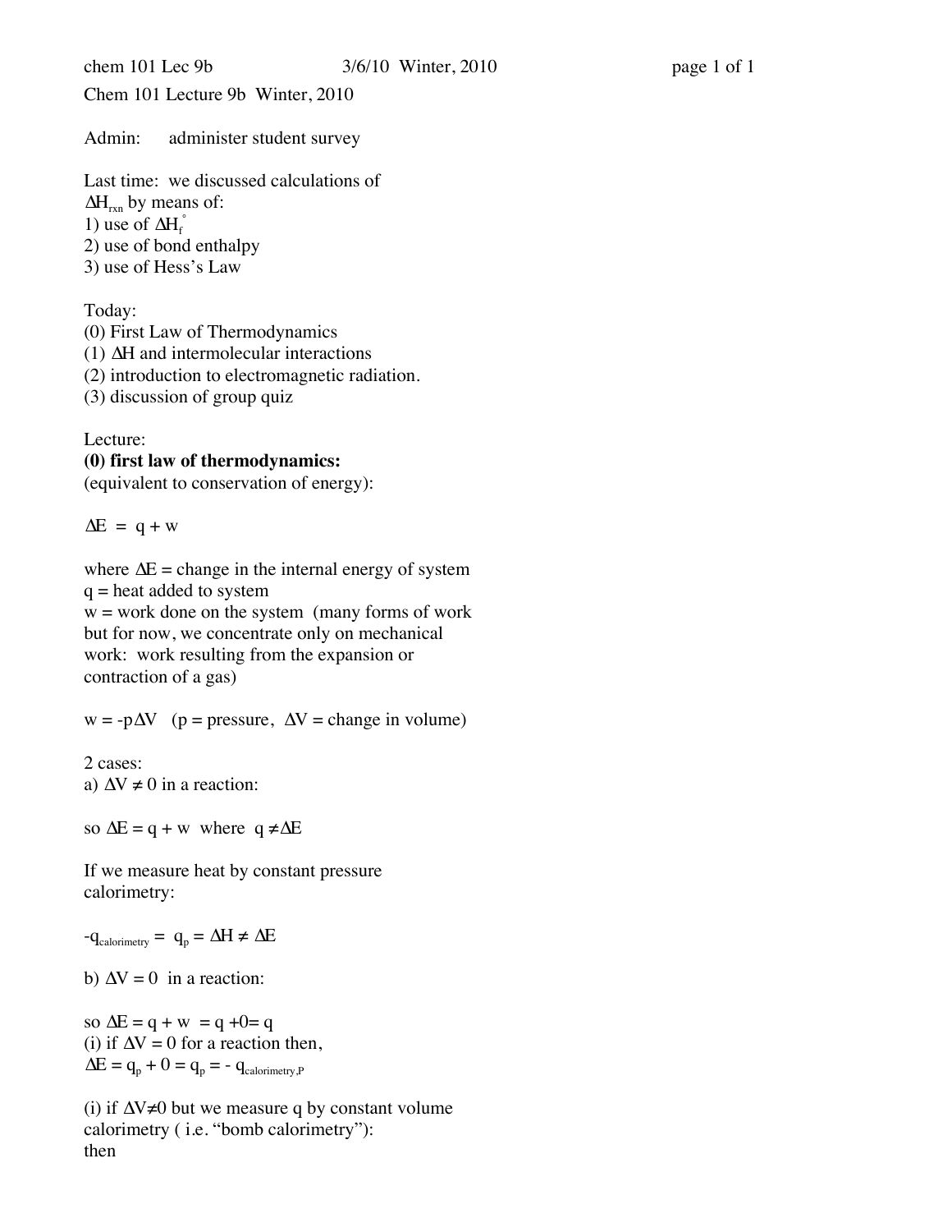Chem 101 Lecture 9b Winter, 2010

Admin: administer student survey

Last time: we discussed calculations of $\Delta H_{rxn}$ by means of:
1) use of $\Delta H_f^\circ$
2) use of bond enthalpy
3) use of Hess's Law

Today:
(0) First Law of Thermodynamics
(1) $\Delta H$ and intermolecular interactions
(2) introduction to electromagnetic radiation.
(3) discussion of group quiz

Lecture:
**(0) first law of thermodynamics:**
(equivalent to conservation of energy):

$$\Delta E = q + w$$

where $\Delta E$ = change in the internal energy of system
q = heat added to system
w = work done on the system (many forms of work but for now, we concentrate only on mechanical work: work resulting from the expansion or contraction of a gas)

$w = -p\Delta V$ (p = pressure, $\Delta V$ = change in volume)

2 cases:
a) $\Delta V \neq 0$ in a reaction:

so $\Delta E = q + w$ where $q \neq \Delta E$

If we measure heat by constant pressure calorimetry:

$$-q_{calorimetry} = q_p = \Delta H \neq \Delta E$$

b) $\Delta V = 0$ in a reaction:

so $\Delta E = q + w = q + 0 = q$
(i) if $\Delta V = 0$ for a reaction then,
$\Delta E = q_p + 0 = q_p = -q_{calorimetry,P}$

(i) if $\Delta V \neq 0$ but we measure q by constant volume calorimetry ( i.e. "bomb calorimetry"):
then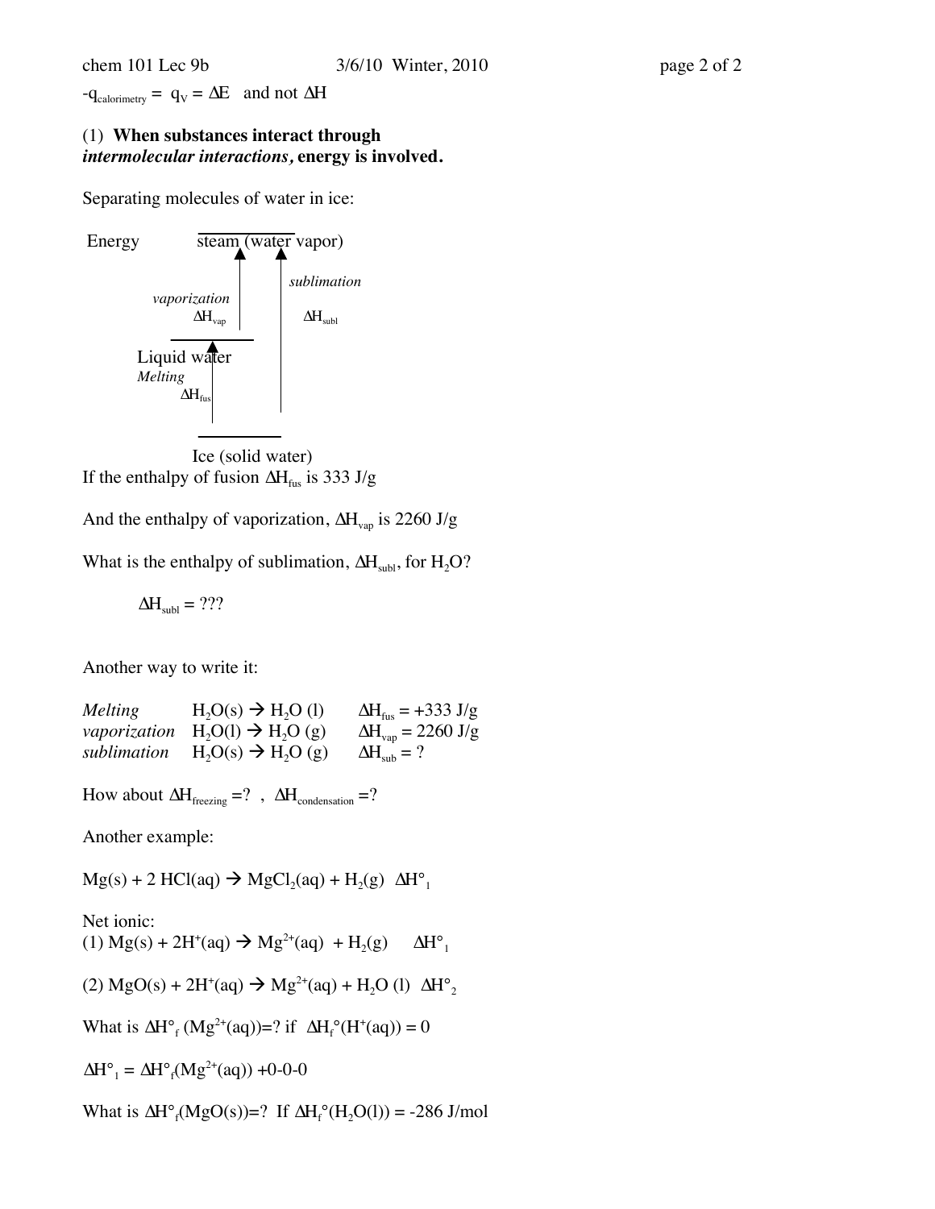$-q_{calorimetry} = q_V = \Delta E$ and not $\Delta H$

(1) **When substances interact through *intermolecular interactions*, energy is involved.**

Separating molecules of water in ice:

Energy

steam (water vapor)

*vaporization* $\Delta H_{vap}$

*sublimation* $\Delta H_{subl}$

Liquid water

*Melting* $\Delta H_{fus}$

Ice (solid water)

If the enthalpy of fusion $\Delta H_{fus}$ is 333 J/g

And the enthalpy of vaporization, $\Delta H_{vap}$ is 2260 J/g

What is the enthalpy of sublimation, $\Delta H_{subl}$, for $H_2O$?

$\Delta H_{subl}$ = ???

Another way to write it:

| | | |
|---|---|---|
| *Melting* | $H_2O(s) \rightarrow H_2O\ (l)$ | $\Delta H_{fus} = +333$ J/g |
| *vaporization* | $H_2O(l) \rightarrow H_2O\ (g)$ | $\Delta H_{vap} = 2260$ J/g |
| *sublimation* | $H_2O(s) \rightarrow H_2O\ (g)$ | $\Delta H_{sub} = ?$ |

How about $\Delta H_{freezing} =?$ , $\Delta H_{condensation} =?$

Another example:

$Mg(s) + 2\ HCl(aq) \rightarrow MgCl_2(aq) + H_2(g)\ \ \Delta H°_1$

Net ionic:

(1) $Mg(s) + 2H^+(aq) \rightarrow Mg^{2+}(aq) + H_2(g)\ \ \ \Delta H°_1$

(2) $MgO(s) + 2H^+(aq) \rightarrow Mg^{2+}(aq) + H_2O\ (l)\ \ \Delta H°_2$

What is $\Delta H°_f\ (Mg^{2+}(aq))$=? if $\Delta H_f°(H^+(aq)) = 0$

$\Delta H°_1 = \Delta H°_f(Mg^{2+}(aq)) +0\text{-}0\text{-}0$

What is $\Delta H°_f(MgO(s))$=? If $\Delta H_f°(H_2O(l)) = -286$ J/mol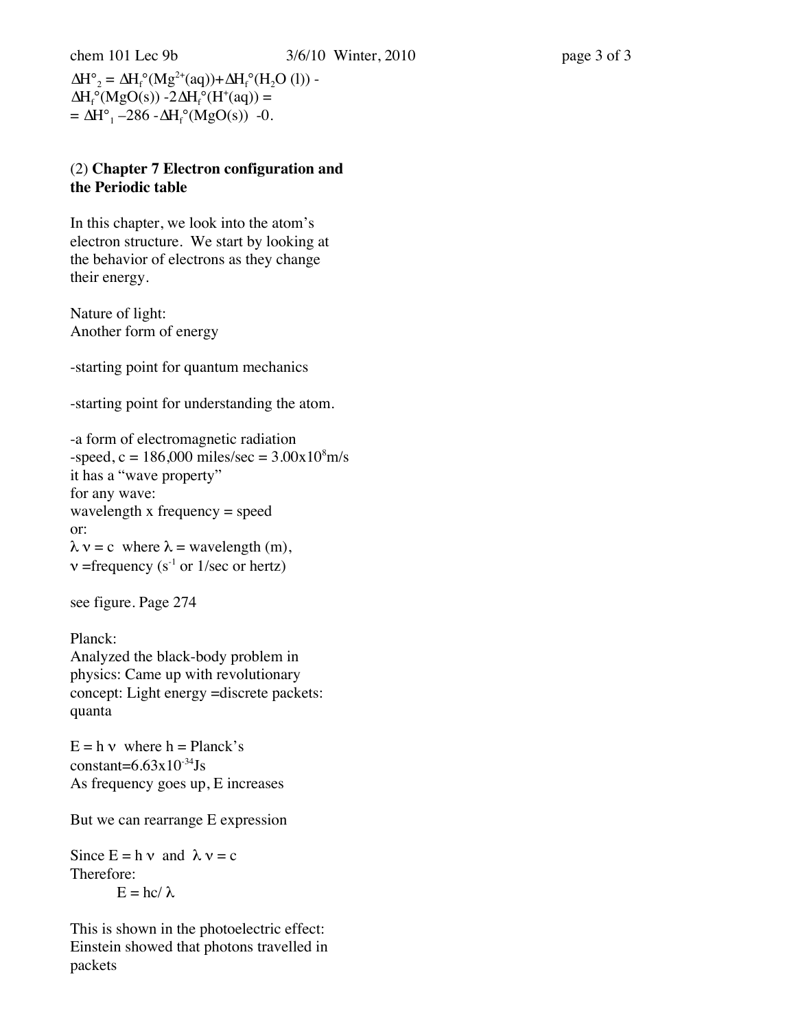$\Delta H°_2 = \Delta H_f°(Mg^{2+}(aq)) + \Delta H_f°(H_2O\ (l))$ - $\Delta H_f°(MgO(s))$ $- 2\Delta H_f°(H^+(aq))$ =
= $\Delta H°_1$ –286 - $\Delta H_f°(MgO(s))$ -0.

## (2) **Chapter 7 Electron configuration and the Periodic table**

In this chapter, we look into the atom's electron structure. We start by looking at the behavior of electrons as they change their energy.

Nature of light:
Another form of energy

-starting point for quantum mechanics

-starting point for understanding the atom.

-a form of electromagnetic radiation
-speed, c = 186,000 miles/sec = $3.00 \times 10^8$ m/s
it has a "wave property"
for any wave:
wavelength x frequency = speed
or:
$\lambda \nu = c$ where $\lambda$ = wavelength (m),
$\nu$ =frequency ($s^{-1}$ or 1/sec or hertz)

see figure. Page 274

Planck:
Analyzed the black-body problem in physics: Came up with revolutionary concept: Light energy =discrete packets: quanta

$E = h \nu$ where h = Planck's constant=$6.63 \times 10^{-34}$ Js
As frequency goes up, E increases

But we can rearrange E expression

Since $E = h \nu$ and $\lambda \nu = c$
Therefore:

$$E = hc/ \lambda$$

This is shown in the photoelectric effect:
Einstein showed that photons travelled in packets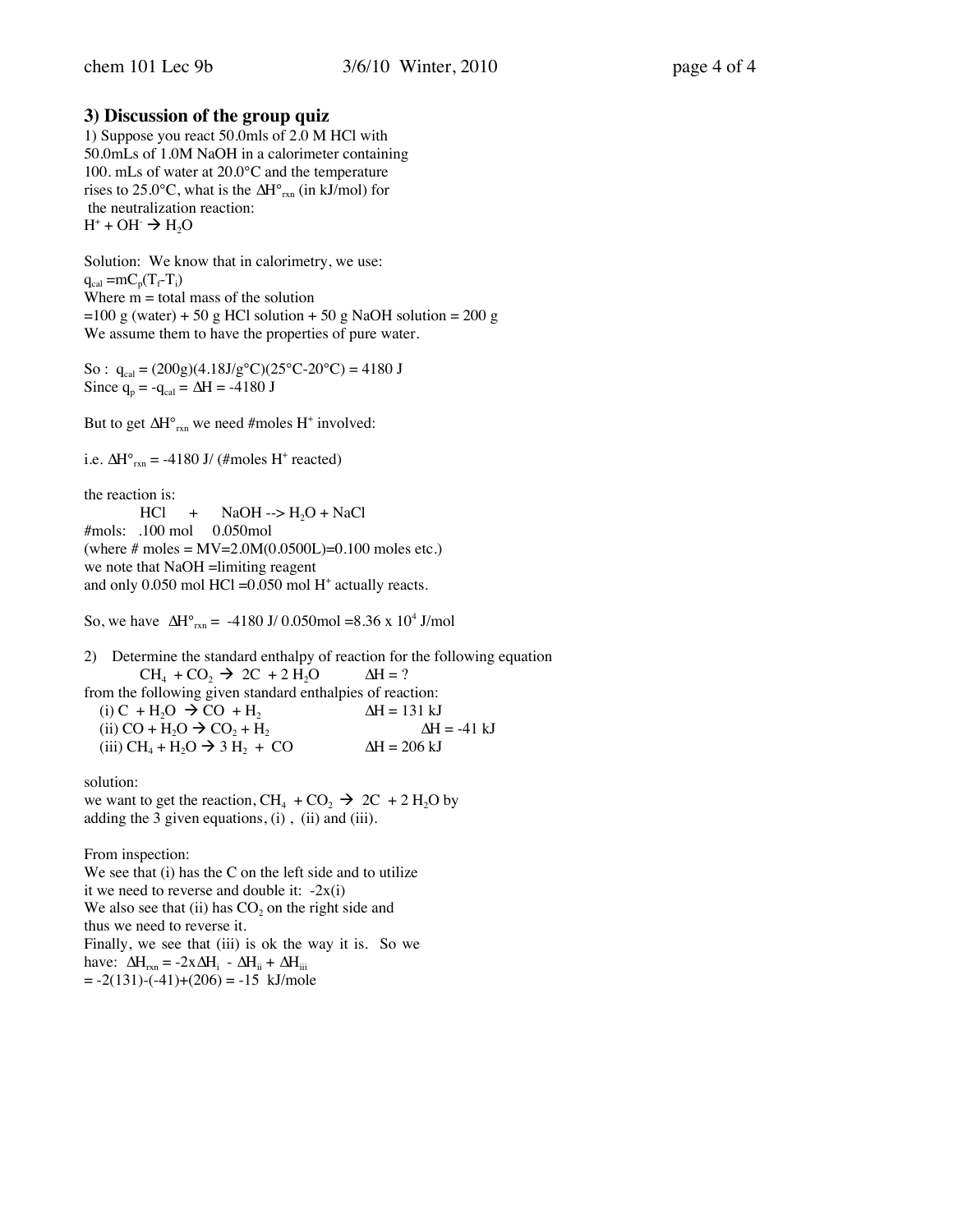### 3) Discussion of the group quiz

1) Suppose you react 50.0mls of 2.0 M HCl with 50.0mLs of 1.0M NaOH in a calorimeter containing 100. mLs of water at 20.0°C and the temperature rises to 25.0°C, what is the $\Delta H°_{rxn}$ (in kJ/mol) for the neutralization reaction:
$H^+ + OH^- \rightarrow H_2O$

Solution: We know that in calorimetry, we use:
$q_{cal} = mC_p(T_f - T_i)$
Where m = total mass of the solution
=100 g (water) + 50 g HCl solution + 50 g NaOH solution = 200 g
We assume them to have the properties of pure water.

So : $q_{cal} = (200g)(4.18J/g°C)(25°C-20°C) = 4180$ J
Since $q_p = -q_{cal} = \Delta H = -4180$ J

But to get $\Delta H°_{rxn}$ we need #moles $H^+$ involved:

i.e. $\Delta H°_{rxn} = -4180$ J/ (#moles $H^+$ reacted)

the reaction is:
HCl + NaOH --> $H_2O$ + NaCl
#mols: .100 mol 0.050mol
(where # moles = MV=2.0M(0.0500L)=0.100 moles etc.)
we note that NaOH =limiting reagent
and only 0.050 mol HCl =0.050 mol $H^+$ actually reacts.

So, we have $\Delta H°_{rxn} = -4180$ J/ 0.050mol $= 8.36 \times 10^4$ J/mol

2) Determine the standard enthalpy of reaction for the following equation
$CH_4 + CO_2 \rightarrow 2C + 2\,H_2O$ $\Delta H = ?$
from the following given standard enthalpies of reaction:
(i) $C + H_2O \rightarrow CO + H_2$ $\Delta H = 131$ kJ
(ii) $CO + H_2O \rightarrow CO_2 + H_2$ $\Delta H = -41$ kJ
(iii) $CH_4 + H_2O \rightarrow 3\,H_2 + CO$ $\Delta H = 206$ kJ

solution:
we want to get the reaction, $CH_4 + CO_2 \rightarrow 2C + 2\,H_2O$ by adding the 3 given equations, (i) , (ii) and (iii).

From inspection:
We see that (i) has the C on the left side and to utilize it we need to reverse and double it: -2x(i)
We also see that (ii) has $CO_2$ on the right side and thus we need to reverse it.
Finally, we see that (iii) is ok the way it is. So we have: $\Delta H_{rxn} = -2x\Delta H_i - \Delta H_{ii} + \Delta H_{iii}$
$= -2(131)-(-41)+(206) = -15$ kJ/mole